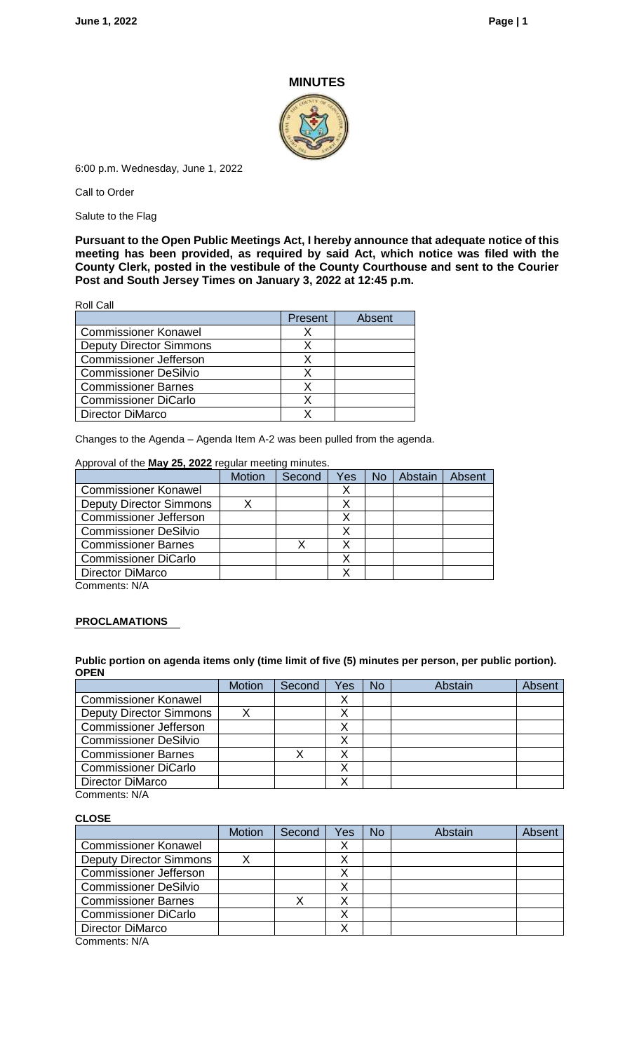# MINUTES

6:00 p.m. Wednesday, June 1, 2022

Call to Order

Salute to the Flag

**Pursuant to the Open Public Meetings Act, I hereby announce that adequate notice of this meeting has been provided, as required by said Act, which notice was filed with the County Clerk, posted in the vestibule of the County Courthouse and sent to the Courier Post and South Jersey Times on January 3, 2022 at 12:45 p.m.**

Roll Call

| | Present | Absent |
|---|---|---|
| Commissioner Konawel | X | |
| Deputy Director Simmons | X | |
| Commissioner Jefferson | X | |
| Commissioner DeSilvio | X | |
| Commissioner Barnes | X | |
| Commissioner DiCarlo | X | |
| Director DiMarco | X | |

Changes to the Agenda – Agenda Item A-2 was been pulled from the agenda.

Approval of the **May 25, 2022** regular meeting minutes.

| | Motion | Second | Yes | No | Abstain | Absent |
|---|---|---|---|---|---|---|
| Commissioner Konawel | | | X | | | |
| Deputy Director Simmons | X | | X | | | |
| Commissioner Jefferson | | | X | | | |
| Commissioner DeSilvio | | | X | | | |
| Commissioner Barnes | | X | X | | | |
| Commissioner DiCarlo | | | X | | | |
| Director DiMarco | | | X | | | |

Comments: N/A

**PROCLAMATIONS**

**Public portion on agenda items only (time limit of five (5) minutes per person, per public portion).**

**OPEN**

| | Motion | Second | Yes | No | Abstain | Absent |
|---|---|---|---|---|---|---|
| Commissioner Konawel | | | X | | | |
| Deputy Director Simmons | X | | X | | | |
| Commissioner Jefferson | | | X | | | |
| Commissioner DeSilvio | | | X | | | |
| Commissioner Barnes | | X | X | | | |
| Commissioner DiCarlo | | | X | | | |
| Director DiMarco | | | X | | | |

Comments: N/A

**CLOSE**

| | Motion | Second | Yes | No | Abstain | Absent |
|---|---|---|---|---|---|---|
| Commissioner Konawel | | | X | | | |
| Deputy Director Simmons | X | | X | | | |
| Commissioner Jefferson | | | X | | | |
| Commissioner DeSilvio | | | X | | | |
| Commissioner Barnes | | X | X | | | |
| Commissioner DiCarlo | | | X | | | |
| Director DiMarco | | | X | | | |

Comments: N/A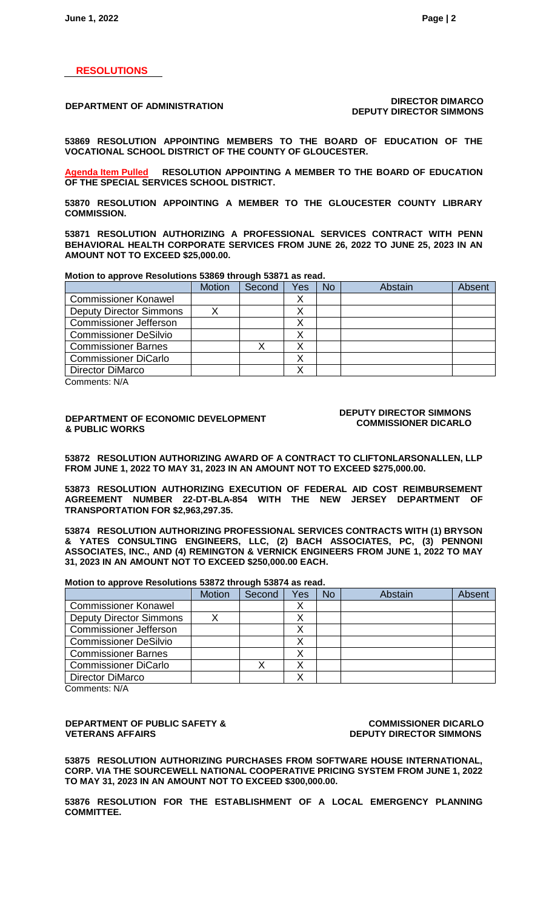## RESOLUTIONS

**DEPARTMENT OF ADMINISTRATION** — **DIRECTOR DIMARCO**, **DEPUTY DIRECTOR SIMMONS**

**53869 RESOLUTION APPOINTING MEMBERS TO THE BOARD OF EDUCATION OF THE VOCATIONAL SCHOOL DISTRICT OF THE COUNTY OF GLOUCESTER.**

**Agenda Item Pulled RESOLUTION APPOINTING A MEMBER TO THE BOARD OF EDUCATION OF THE SPECIAL SERVICES SCHOOL DISTRICT.**

**53870 RESOLUTION APPOINTING A MEMBER TO THE GLOUCESTER COUNTY LIBRARY COMMISSION.**

**53871 RESOLUTION AUTHORIZING A PROFESSIONAL SERVICES CONTRACT WITH PENN BEHAVIORAL HEALTH CORPORATE SERVICES FROM JUNE 26, 2022 TO JUNE 25, 2023 IN AN AMOUNT NOT TO EXCEED $25,000.00.**

**Motion to approve Resolutions 53869 through 53871 as read.**

| | Motion | Second | Yes | No | Abstain | Absent |
|---|---|---|---|---|---|---|
| Commissioner Konawel | | | X | | | |
| Deputy Director Simmons | X | | X | | | |
| Commissioner Jefferson | | | X | | | |
| Commissioner DeSilvio | | | X | | | |
| Commissioner Barnes | | X | X | | | |
| Commissioner DiCarlo | | | X | | | |
| Director DiMarco | | | X | | | |

Comments: N/A

**DEPARTMENT OF ECONOMIC DEVELOPMENT & PUBLIC WORKS** — **DEPUTY DIRECTOR SIMMONS**, **COMMISSIONER DICARLO**

**53872 RESOLUTION AUTHORIZING AWARD OF A CONTRACT TO CLIFTONLARSONALLEN, LLP FROM JUNE 1, 2022 TO MAY 31, 2023 IN AN AMOUNT NOT TO EXCEED $275,000.00.**

**53873 RESOLUTION AUTHORIZING EXECUTION OF FEDERAL AID COST REIMBURSEMENT AGREEMENT NUMBER 22-DT-BLA-854 WITH THE NEW JERSEY DEPARTMENT OF TRANSPORTATION FOR $2,963,297.35.**

**53874 RESOLUTION AUTHORIZING PROFESSIONAL SERVICES CONTRACTS WITH (1) BRYSON & YATES CONSULTING ENGINEERS, LLC, (2) BACH ASSOCIATES, PC, (3) PENNONI ASSOCIATES, INC., AND (4) REMINGTON & VERNICK ENGINEERS FROM JUNE 1, 2022 TO MAY 31, 2023 IN AN AMOUNT NOT TO EXCEED $250,000.00 EACH.**

**Motion to approve Resolutions 53872 through 53874 as read.**

| | Motion | Second | Yes | No | Abstain | Absent |
|---|---|---|---|---|---|---|
| Commissioner Konawel | | | X | | | |
| Deputy Director Simmons | X | | X | | | |
| Commissioner Jefferson | | | X | | | |
| Commissioner DeSilvio | | | X | | | |
| Commissioner Barnes | | | X | | | |
| Commissioner DiCarlo | | X | X | | | |
| Director DiMarco | | | X | | | |

Comments: N/A

**DEPARTMENT OF PUBLIC SAFETY & VETERANS AFFAIRS** — **COMMISSIONER DICARLO**, **DEPUTY DIRECTOR SIMMONS**

**53875 RESOLUTION AUTHORIZING PURCHASES FROM SOFTWARE HOUSE INTERNATIONAL, CORP. VIA THE SOURCEWELL NATIONAL COOPERATIVE PRICING SYSTEM FROM JUNE 1, 2022 TO MAY 31, 2023 IN AN AMOUNT NOT TO EXCEED $300,000.00.**

**53876 RESOLUTION FOR THE ESTABLISHMENT OF A LOCAL EMERGENCY PLANNING COMMITTEE.**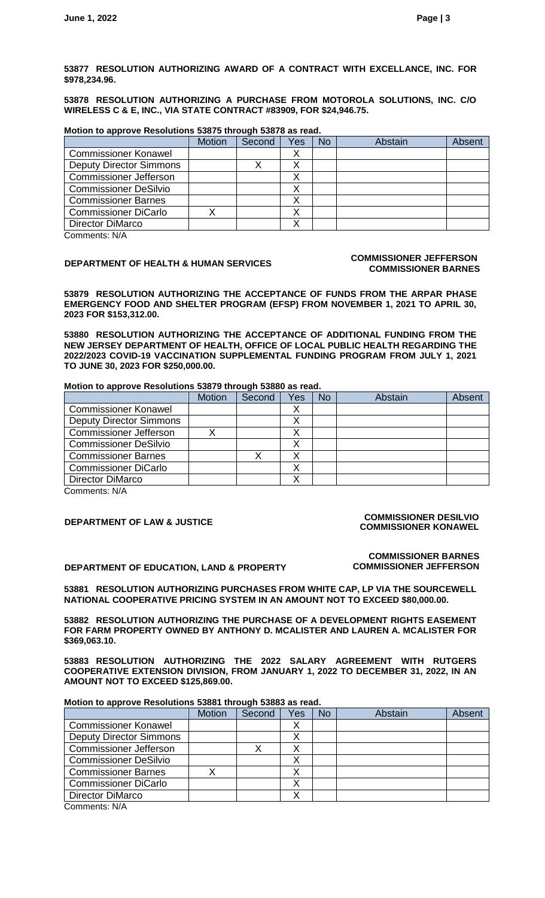**53877 RESOLUTION AUTHORIZING AWARD OF A CONTRACT WITH EXCELLANCE, INC. FOR $978,234.96.**

**53878 RESOLUTION AUTHORIZING A PURCHASE FROM MOTOROLA SOLUTIONS, INC. C/O WIRELESS C & E, INC., VIA STATE CONTRACT #83909, FOR $24,946.75.**

**Motion to approve Resolutions 53875 through 53878 as read.**

| | Motion | Second | Yes | No | Abstain | Absent |
|---|---|---|---|---|---|---|
| Commissioner Konawel | | | X | | | |
| Deputy Director Simmons | | X | X | | | |
| Commissioner Jefferson | | | X | | | |
| Commissioner DeSilvio | | | X | | | |
| Commissioner Barnes | | | X | | | |
| Commissioner DiCarlo | X | | X | | | |
| Director DiMarco | | | X | | | |

Comments: N/A

**DEPARTMENT OF HEALTH & HUMAN SERVICES** — **COMMISSIONER JEFFERSON, COMMISSIONER BARNES**

**53879 RESOLUTION AUTHORIZING THE ACCEPTANCE OF FUNDS FROM THE ARPAR PHASE EMERGENCY FOOD AND SHELTER PROGRAM (EFSP) FROM NOVEMBER 1, 2021 TO APRIL 30, 2023 FOR $153,312.00.**

**53880 RESOLUTION AUTHORIZING THE ACCEPTANCE OF ADDITIONAL FUNDING FROM THE NEW JERSEY DEPARTMENT OF HEALTH, OFFICE OF LOCAL PUBLIC HEALTH REGARDING THE 2022/2023 COVID-19 VACCINATION SUPPLEMENTAL FUNDING PROGRAM FROM JULY 1, 2021 TO JUNE 30, 2023 FOR $250,000.00.**

**Motion to approve Resolutions 53879 through 53880 as read.**

| | Motion | Second | Yes | No | Abstain | Absent |
|---|---|---|---|---|---|---|
| Commissioner Konawel | | | X | | | |
| Deputy Director Simmons | | | X | | | |
| Commissioner Jefferson | X | | X | | | |
| Commissioner DeSilvio | | | X | | | |
| Commissioner Barnes | | X | X | | | |
| Commissioner DiCarlo | | | X | | | |
| Director DiMarco | | | X | | | |

Comments: N/A

**DEPARTMENT OF LAW & JUSTICE** — **COMMISSIONER DESILVIO, COMMISSIONER KONAWEL**

**DEPARTMENT OF EDUCATION, LAND & PROPERTY** — **COMMISSIONER BARNES, COMMISSIONER JEFFERSON**

**53881 RESOLUTION AUTHORIZING PURCHASES FROM WHITE CAP, LP VIA THE SOURCEWELL NATIONAL COOPERATIVE PRICING SYSTEM IN AN AMOUNT NOT TO EXCEED $80,000.00.**

**53882 RESOLUTION AUTHORIZING THE PURCHASE OF A DEVELOPMENT RIGHTS EASEMENT FOR FARM PROPERTY OWNED BY ANTHONY D. MCALISTER AND LAUREN A. MCALISTER FOR $369,063.10.**

**53883 RESOLUTION AUTHORIZING THE 2022 SALARY AGREEMENT WITH RUTGERS COOPERATIVE EXTENSION DIVISION, FROM JANUARY 1, 2022 TO DECEMBER 31, 2022, IN AN AMOUNT NOT TO EXCEED $125,869.00.**

**Motion to approve Resolutions 53881 through 53883 as read.**

| | Motion | Second | Yes | No | Abstain | Absent |
|---|---|---|---|---|---|---|
| Commissioner Konawel | | | X | | | |
| Deputy Director Simmons | | | X | | | |
| Commissioner Jefferson | | X | X | | | |
| Commissioner DeSilvio | | | X | | | |
| Commissioner Barnes | X | | X | | | |
| Commissioner DiCarlo | | | X | | | |
| Director DiMarco | | | X | | | |

Comments: N/A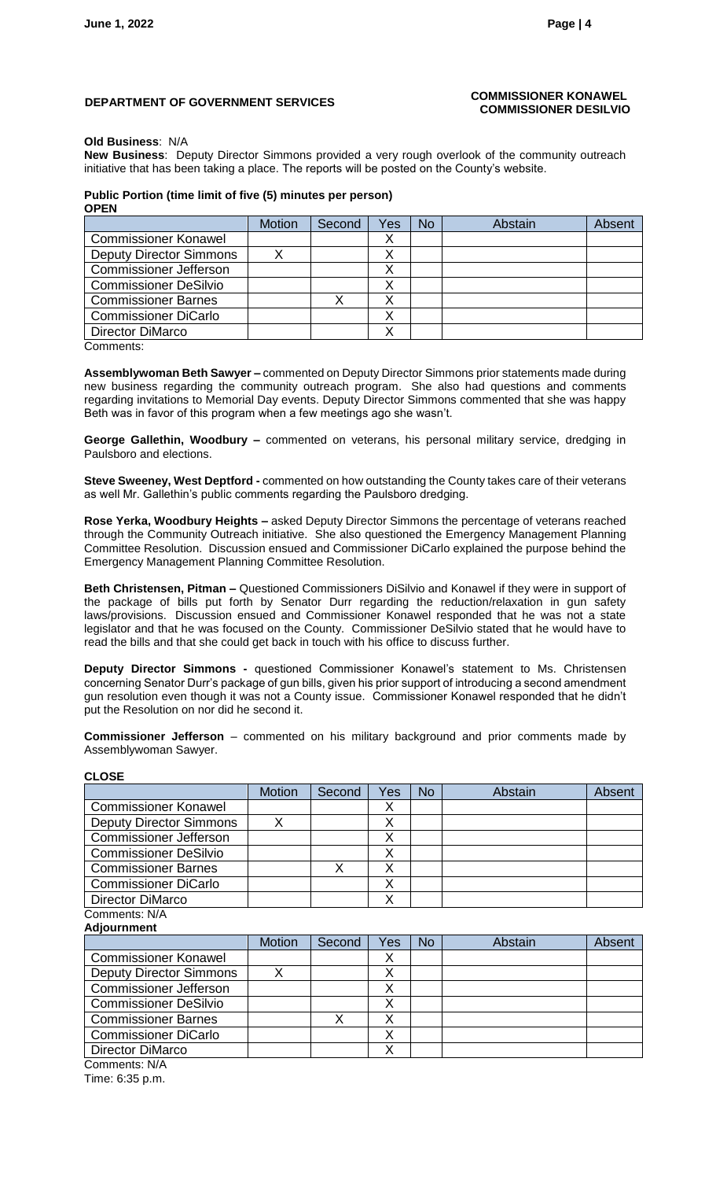**DEPARTMENT OF GOVERNMENT SERVICES**

**COMMISSIONER KONAWEL**
**COMMISSIONER DESILVIO**

**Old Business**: N/A

**New Business**: Deputy Director Simmons provided a very rough overlook of the community outreach initiative that has been taking a place. The reports will be posted on the County's website.

**Public Portion (time limit of five (5) minutes per person)**

**OPEN**

| | Motion | Second | Yes | No | Abstain | Absent |
|---|---|---|---|---|---|---|
| Commissioner Konawel | | | X | | | |
| Deputy Director Simmons | X | | X | | | |
| Commissioner Jefferson | | | X | | | |
| Commissioner DeSilvio | | | X | | | |
| Commissioner Barnes | | X | X | | | |
| Commissioner DiCarlo | | | X | | | |
| Director DiMarco | | | X | | | |

Comments:

**Assemblywoman Beth Sawyer –** commented on Deputy Director Simmons prior statements made during new business regarding the community outreach program. She also had questions and comments regarding invitations to Memorial Day events. Deputy Director Simmons commented that she was happy Beth was in favor of this program when a few meetings ago she wasn't.

**George Gallethin, Woodbury –** commented on veterans, his personal military service, dredging in Paulsboro and elections.

**Steve Sweeney, West Deptford -** commented on how outstanding the County takes care of their veterans as well Mr. Gallethin's public comments regarding the Paulsboro dredging.

**Rose Yerka, Woodbury Heights –** asked Deputy Director Simmons the percentage of veterans reached through the Community Outreach initiative. She also questioned the Emergency Management Planning Committee Resolution. Discussion ensued and Commissioner DiCarlo explained the purpose behind the Emergency Management Planning Committee Resolution.

**Beth Christensen, Pitman –** Questioned Commissioners DiSilvio and Konawel if they were in support of the package of bills put forth by Senator Durr regarding the reduction/relaxation in gun safety laws/provisions. Discussion ensued and Commissioner Konawel responded that he was not a state legislator and that he was focused on the County. Commissioner DeSilvio stated that he would have to read the bills and that she could get back in touch with his office to discuss further.

**Deputy Director Simmons -** questioned Commissioner Konawel's statement to Ms. Christensen concerning Senator Durr's package of gun bills, given his prior support of introducing a second amendment gun resolution even though it was not a County issue. Commissioner Konawel responded that he didn't put the Resolution on nor did he second it.

**Commissioner Jefferson** – commented on his military background and prior comments made by Assemblywoman Sawyer.

**CLOSE**

| | Motion | Second | Yes | No | Abstain | Absent |
|---|---|---|---|---|---|---|
| Commissioner Konawel | | | X | | | |
| Deputy Director Simmons | X | | X | | | |
| Commissioner Jefferson | | | X | | | |
| Commissioner DeSilvio | | | X | | | |
| Commissioner Barnes | | X | X | | | |
| Commissioner DiCarlo | | | X | | | |
| Director DiMarco | | | X | | | |

Comments: N/A

**Adjournment**

| | Motion | Second | Yes | No | Abstain | Absent |
|---|---|---|---|---|---|---|
| Commissioner Konawel | | | X | | | |
| Deputy Director Simmons | X | | X | | | |
| Commissioner Jefferson | | | X | | | |
| Commissioner DeSilvio | | | X | | | |
| Commissioner Barnes | | X | X | | | |
| Commissioner DiCarlo | | | X | | | |
| Director DiMarco | | | X | | | |

Comments: N/A

Time: 6:35 p.m.